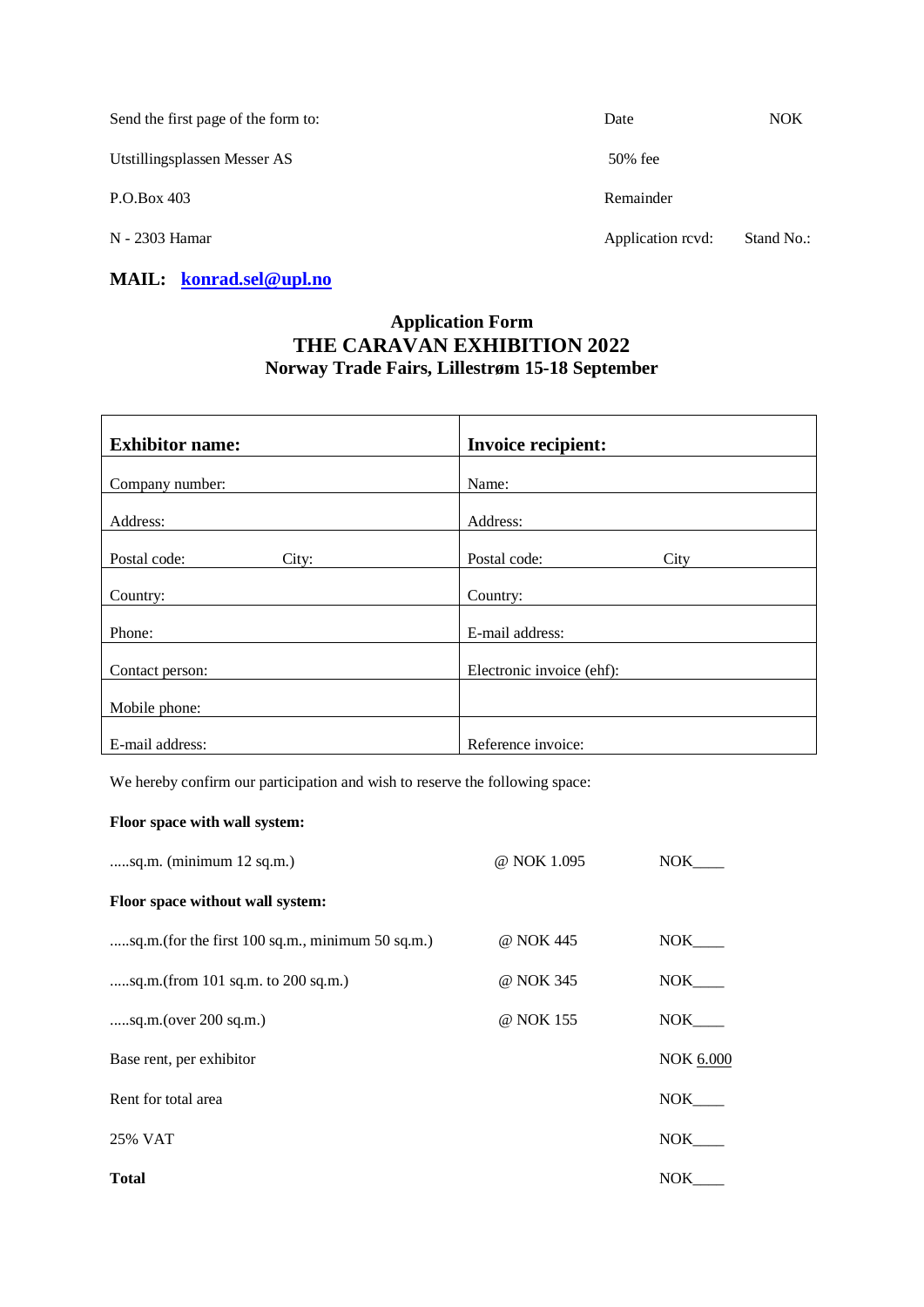| | | | |
|---|---|---|---|
| Send the first page of the form to: | | Date | NOK |
| Utstillingsplassen Messer AS | | 50% fee | |
| P.O.Box 403 | | Remainder | |
| N - 2303 Hamar | | Application rcvd: | Stand No.: |

**MAIL: konrad.sel@upl.no**

## Application Form
# THE CARAVAN EXHIBITION 2022
### Norway Trade Fairs, Lillestrøm 15-18 September

| **Exhibitor name:** | **Invoice recipient:** |
|---|---|
| Company number: | Name: |
| Address: | Address: |
| Postal code: City: | Postal code: City |
| Country: | Country: |
| Phone: | E-mail address: |
| Contact person: | Electronic invoice (ehf): |
| Mobile phone: | |
| E-mail address: | Reference invoice: |

We hereby confirm our participation and wish to reserve the following space:

**Floor space with wall system:**

| | | |
|---|---|---|
| .....sq.m. (minimum 12 sq.m.) | @ NOK 1.095 | NOK____ |

**Floor space without wall system:**

| | | |
|---|---|---|
| .....sq.m.(for the first 100 sq.m., minimum 50 sq.m.) | @ NOK 445 | NOK____ |
| .....sq.m.(from 101 sq.m. to 200 sq.m.) | @ NOK 345 | NOK____ |
| .....sq.m.(over 200 sq.m.) | @ NOK 155 | NOK____ |
| Base rent, per exhibitor | | NOK 6.000 |
| Rent for total area | | NOK____ |
| 25% VAT | | NOK____ |
| **Total** | | NOK____ |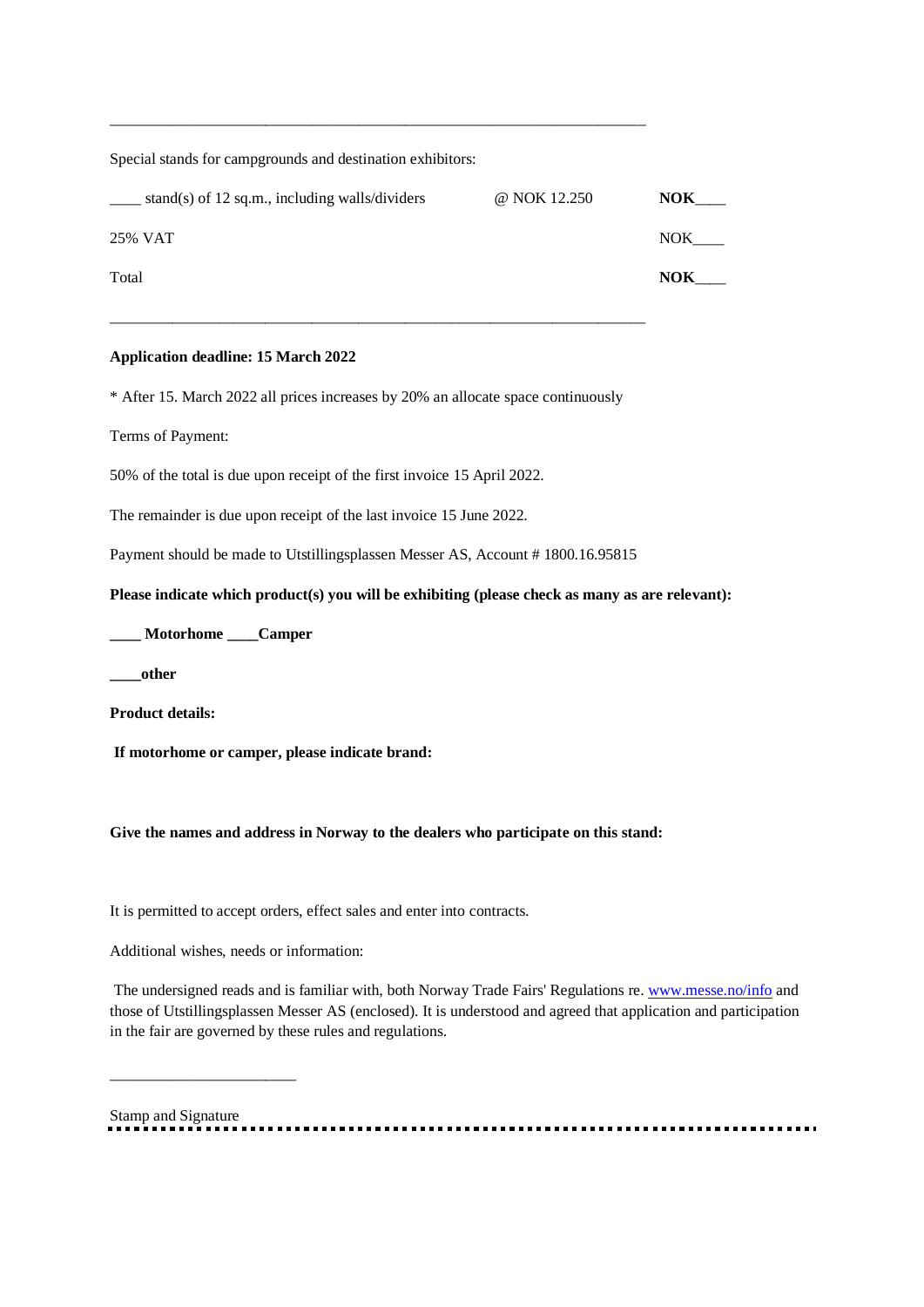---

Special stands for campgrounds and destination exhibitors:

| | | |
|---|---|---|
| ____ stand(s) of 12 sq.m., including walls/dividers | @ NOK 12.250 | **NOK____** |
| 25% VAT | | NOK____ |
| Total | | **NOK____** |

---

**Application deadline: 15 March 2022**

* After 15. March 2022 all prices increases by 20% an allocate space continuously

Terms of Payment:

50% of the total is due upon receipt of the first invoice 15 April 2022.

The remainder is due upon receipt of the last invoice 15 June 2022.

Payment should be made to Utstillingsplassen Messer AS, Account # 1800.16.95815

**Please indicate which product(s) you will be exhibiting (please check as many as are relevant):**

**____ Motorhome ____Camper**

**____other**

**Product details:**

**If motorhome or camper, please indicate brand:**

**Give the names and address in Norway to the dealers who participate on this stand:**

It is permitted to accept orders, effect sales and enter into contracts.

Additional wishes, needs or information:

The undersigned reads and is familiar with, both Norway Trade Fairs' Regulations re. www.messe.no/info and those of Utstillingsplassen Messer AS (enclosed). It is understood and agreed that application and participation in the fair are governed by these rules and regulations.

________________________

Stamp and Signature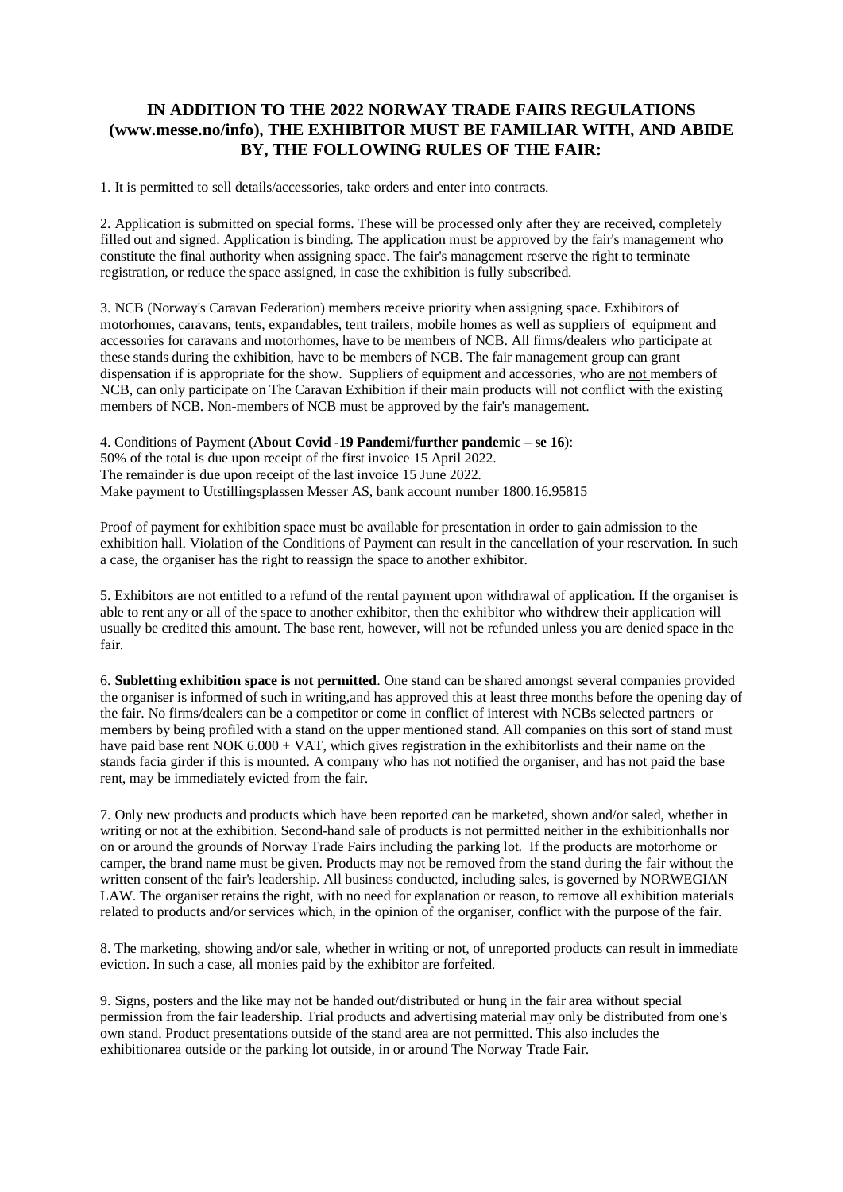## IN ADDITION TO THE 2022 NORWAY TRADE FAIRS REGULATIONS (www.messe.no/info), THE EXHIBITOR MUST BE FAMILIAR WITH, AND ABIDE BY, THE FOLLOWING RULES OF THE FAIR:

1. It is permitted to sell details/accessories, take orders and enter into contracts.

2. Application is submitted on special forms. These will be processed only after they are received, completely filled out and signed. Application is binding. The application must be approved by the fair's management who constitute the final authority when assigning space. The fair's management reserve the right to terminate registration, or reduce the space assigned, in case the exhibition is fully subscribed.

3. NCB (Norway's Caravan Federation) members receive priority when assigning space. Exhibitors of motorhomes, caravans, tents, expandables, tent trailers, mobile homes as well as suppliers of equipment and accessories for caravans and motorhomes, have to be members of NCB. All firms/dealers who participate at these stands during the exhibition, have to be members of NCB. The fair management group can grant dispensation if is appropriate for the show. Suppliers of equipment and accessories, who are not members of NCB, can only participate on The Caravan Exhibition if their main products will not conflict with the existing members of NCB. Non-members of NCB must be approved by the fair's management.

4. Conditions of Payment (**About Covid -19 Pandemi/further pandemic – se 16**):
50% of the total is due upon receipt of the first invoice 15 April 2022.
The remainder is due upon receipt of the last invoice 15 June 2022.
Make payment to Utstillingsplassen Messer AS, bank account number 1800.16.95815

Proof of payment for exhibition space must be available for presentation in order to gain admission to the exhibition hall. Violation of the Conditions of Payment can result in the cancellation of your reservation. In such a case, the organiser has the right to reassign the space to another exhibitor.

5. Exhibitors are not entitled to a refund of the rental payment upon withdrawal of application. If the organiser is able to rent any or all of the space to another exhibitor, then the exhibitor who withdrew their application will usually be credited this amount. The base rent, however, will not be refunded unless you are denied space in the fair.

6. **Subletting exhibition space is not permitted**. One stand can be shared amongst several companies provided the organiser is informed of such in writing,and has approved this at least three months before the opening day of the fair. No firms/dealers can be a competitor or come in conflict of interest with NCBs selected partners or members by being profiled with a stand on the upper mentioned stand. All companies on this sort of stand must have paid base rent NOK 6.000 + VAT, which gives registration in the exhibitorlists and their name on the stands facia girder if this is mounted. A company who has not notified the organiser, and has not paid the base rent, may be immediately evicted from the fair.

7. Only new products and products which have been reported can be marketed, shown and/or saled, whether in writing or not at the exhibition. Second-hand sale of products is not permitted neither in the exhibitionhalls nor on or around the grounds of Norway Trade Fairs including the parking lot. If the products are motorhome or camper, the brand name must be given. Products may not be removed from the stand during the fair without the written consent of the fair's leadership. All business conducted, including sales, is governed by NORWEGIAN LAW. The organiser retains the right, with no need for explanation or reason, to remove all exhibition materials related to products and/or services which, in the opinion of the organiser, conflict with the purpose of the fair.

8. The marketing, showing and/or sale, whether in writing or not, of unreported products can result in immediate eviction. In such a case, all monies paid by the exhibitor are forfeited.

9. Signs, posters and the like may not be handed out/distributed or hung in the fair area without special permission from the fair leadership. Trial products and advertising material may only be distributed from one's own stand. Product presentations outside of the stand area are not permitted. This also includes the exhibitionarea outside or the parking lot outside, in or around The Norway Trade Fair.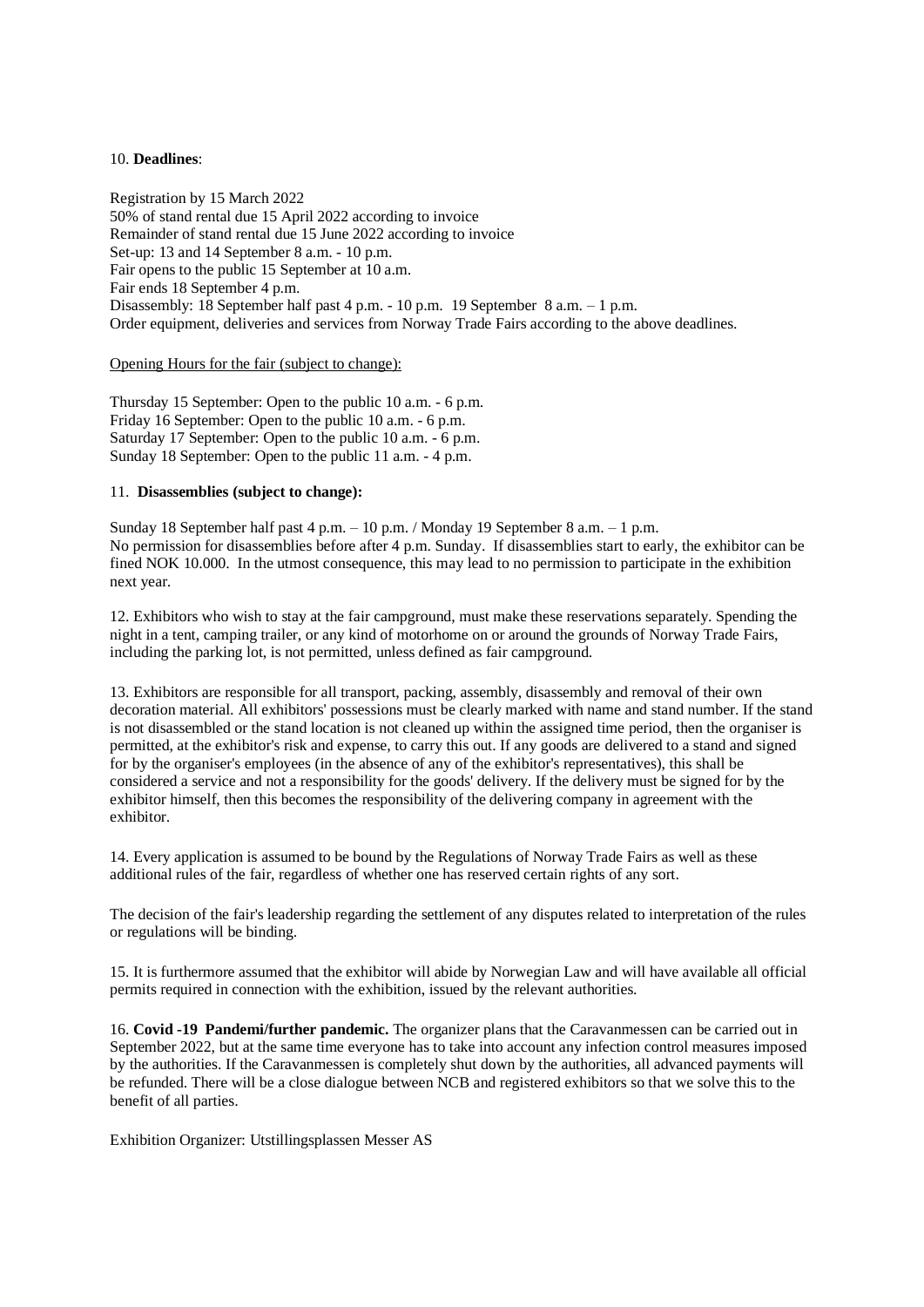10. **Deadlines**:

Registration by 15 March 2022
50% of stand rental due 15 April 2022 according to invoice
Remainder of stand rental due 15 June 2022 according to invoice
Set-up: 13 and 14 September 8 a.m. - 10 p.m.
Fair opens to the public 15 September at 10 a.m.
Fair ends 18 September 4 p.m.
Disassembly: 18 September half past 4 p.m. - 10 p.m. 19 September 8 a.m. – 1 p.m.
Order equipment, deliveries and services from Norway Trade Fairs according to the above deadlines.

<u>Opening Hours for the fair (subject to change):</u>

Thursday 15 September: Open to the public 10 a.m. - 6 p.m.
Friday 16 September: Open to the public 10 a.m. - 6 p.m.
Saturday 17 September: Open to the public 10 a.m. - 6 p.m.
Sunday 18 September: Open to the public 11 a.m. - 4 p.m.

11. **Disassemblies (subject to change):**

Sunday 18 September half past 4 p.m. – 10 p.m. / Monday 19 September 8 a.m. – 1 p.m.
No permission for disassemblies before after 4 p.m. Sunday. If disassemblies start to early, the exhibitor can be fined NOK 10.000. In the utmost consequence, this may lead to no permission to participate in the exhibition next year.

12. Exhibitors who wish to stay at the fair campground, must make these reservations separately. Spending the night in a tent, camping trailer, or any kind of motorhome on or around the grounds of Norway Trade Fairs, including the parking lot, is not permitted, unless defined as fair campground.

13. Exhibitors are responsible for all transport, packing, assembly, disassembly and removal of their own decoration material. All exhibitors' possessions must be clearly marked with name and stand number. If the stand is not disassembled or the stand location is not cleaned up within the assigned time period, then the organiser is permitted, at the exhibitor's risk and expense, to carry this out. If any goods are delivered to a stand and signed for by the organiser's employees (in the absence of any of the exhibitor's representatives), this shall be considered a service and not a responsibility for the goods' delivery. If the delivery must be signed for by the exhibitor himself, then this becomes the responsibility of the delivering company in agreement with the exhibitor.

14. Every application is assumed to be bound by the Regulations of Norway Trade Fairs as well as these additional rules of the fair, regardless of whether one has reserved certain rights of any sort.

The decision of the fair's leadership regarding the settlement of any disputes related to interpretation of the rules or regulations will be binding.

15. It is furthermore assumed that the exhibitor will abide by Norwegian Law and will have available all official permits required in connection with the exhibition, issued by the relevant authorities.

16. **Covid -19 Pandemi/further pandemic.** The organizer plans that the Caravanmessen can be carried out in September 2022, but at the same time everyone has to take into account any infection control measures imposed by the authorities. If the Caravanmessen is completely shut down by the authorities, all advanced payments will be refunded. There will be a close dialogue between NCB and registered exhibitors so that we solve this to the benefit of all parties.

Exhibition Organizer: Utstillingsplassen Messer AS